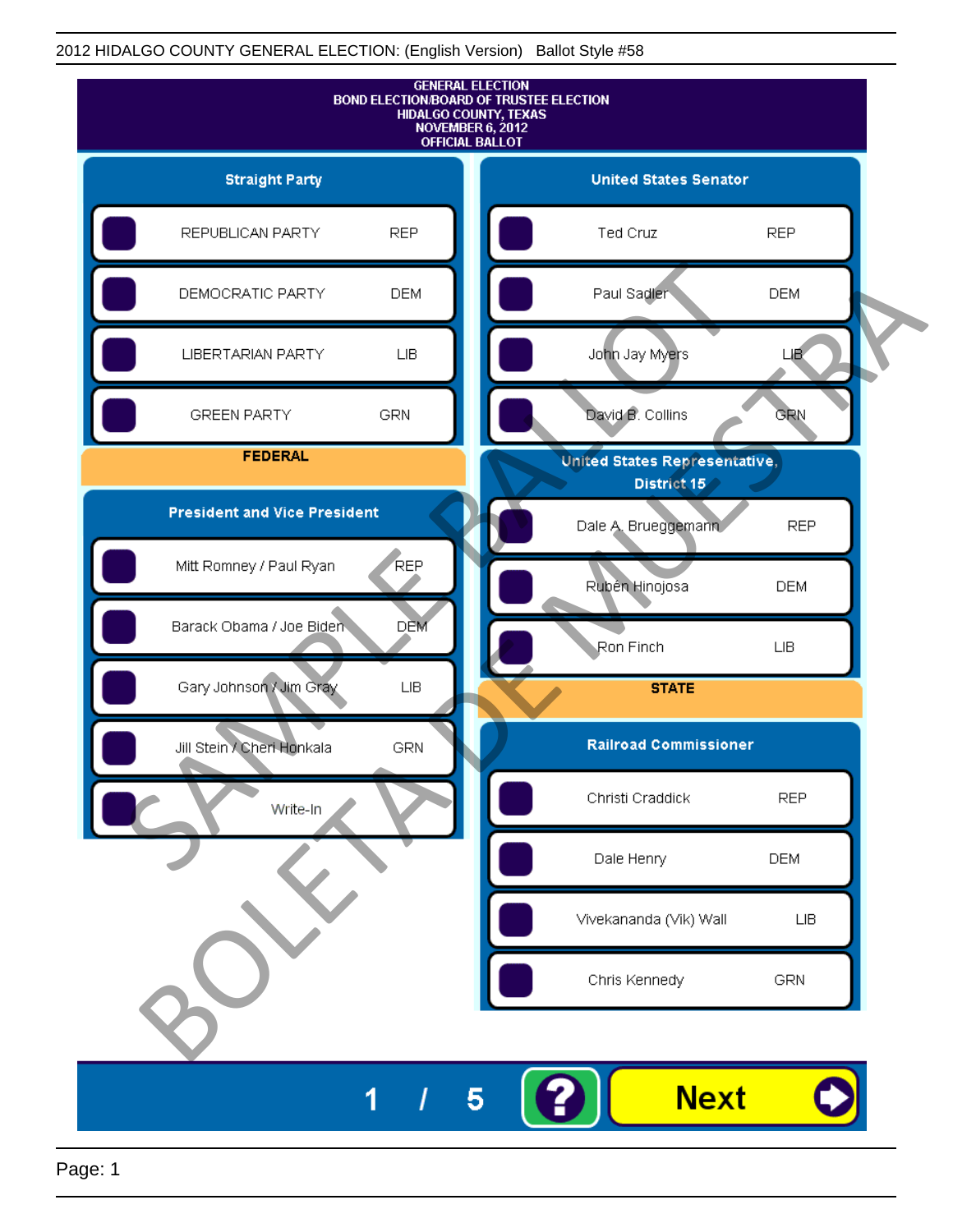2012 HIDALGO COUNTY GENERAL ELECTION: (English Version) Ballot Style #58

# GENERAL ELECTION
# BOND ELECTION/BOARD OF TRUSTEE ELECTION
# HIDALGO COUNTY, TEXAS
# NOVEMBER 6, 2012
# OFFICIAL BALLOT

SAMPLE BALLOT

BOLETA DE MUESTRA

## Straight Party

| Candidate | Party |
|---|---|
| REPUBLICAN PARTY | REP |
| DEMOCRATIC PARTY | DEM |
| LIBERTARIAN PARTY | LIB |
| GREEN PARTY | GRN |

## FEDERAL

### President and Vice President

| Candidate | Party |
|---|---|
| Mitt Romney / Paul Ryan | REP |
| Barack Obama / Joe Biden | DEM |
| Gary Johnson / Jim Gray | LIB |
| Jill Stein / Cheri Honkala | GRN |
| Write-In | |

### United States Senator

| Candidate | Party |
|---|---|
| Ted Cruz | REP |
| Paul Sadler | DEM |
| John Jay Myers | LIB |
| David B. Collins | GRN |

### United States Representative, District 15

| Candidate | Party |
|---|---|
| Dale A. Brueggemann | REP |
| Rubén Hinojosa | DEM |
| Ron Finch | LIB |

## STATE

### Railroad Commissioner

| Candidate | Party |
|---|---|
| Christi Craddick | REP |
| Dale Henry | DEM |
| Vivekananda (Vik) Wall | LIB |
| Chris Kennedy | GRN |

1 / 5

Next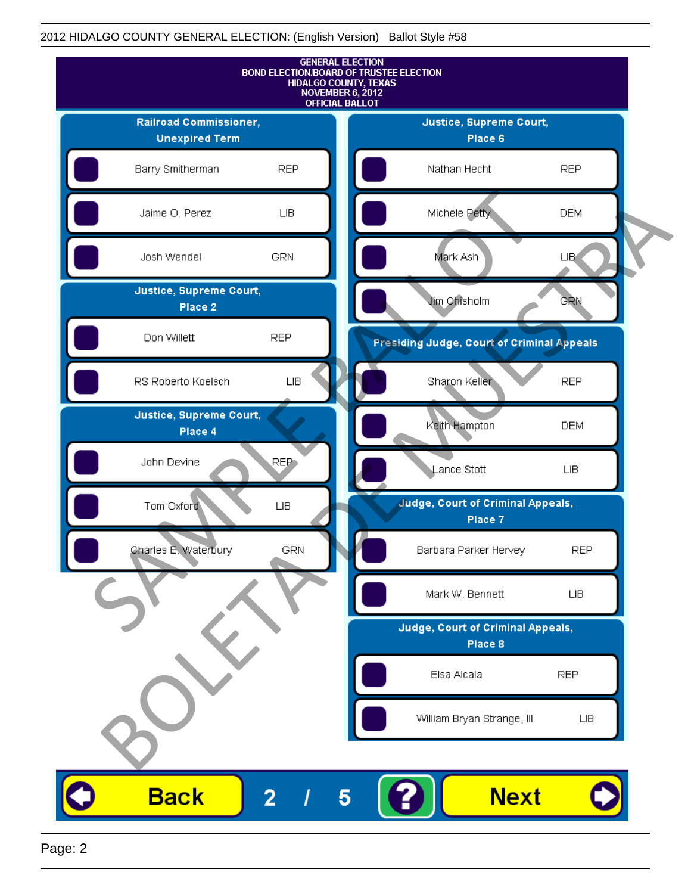2012 HIDALGO COUNTY GENERAL ELECTION: (English Version) Ballot Style #58

**GENERAL ELECTION**
**BOND ELECTION/BOARD OF TRUSTEE ELECTION**
**HIDALGO COUNTY, TEXAS**
**NOVEMBER 6, 2012**
**OFFICIAL BALLOT**

### Railroad Commissioner, Unexpired Term

| Candidate | Party |
|---|---|
| Barry Smitherman | REP |
| Jaime O. Perez | LIB |
| Josh Wendel | GRN |

### Justice, Supreme Court, Place 2

| Candidate | Party |
|---|---|
| Don Willett | REP |
| RS Roberto Koelsch | LIB |

### Justice, Supreme Court, Place 4

| Candidate | Party |
|---|---|
| John Devine | REP |
| Tom Oxford | LIB |
| Charles E. Waterbury | GRN |

### Justice, Supreme Court, Place 6

| Candidate | Party |
|---|---|
| Nathan Hecht | REP |
| Michele Petty | DEM |
| Mark Ash | LIB |
| Jim Chisholm | GRN |

### Presiding Judge, Court of Criminal Appeals

| Candidate | Party |
|---|---|
| Sharon Keller | REP |
| Keith Hampton | DEM |
| Lance Stott | LIB |

### Judge, Court of Criminal Appeals, Place 7

| Candidate | Party |
|---|---|
| Barbara Parker Hervey | REP |
| Mark W. Bennett | LIB |

### Judge, Court of Criminal Appeals, Place 8

| Candidate | Party |
|---|---|
| Elsa Alcala | REP |
| William Bryan Strange, III | LIB |

SAMPLE BALLOT
BOLETA DE MUESTRA

Back 2 / 5 ? Next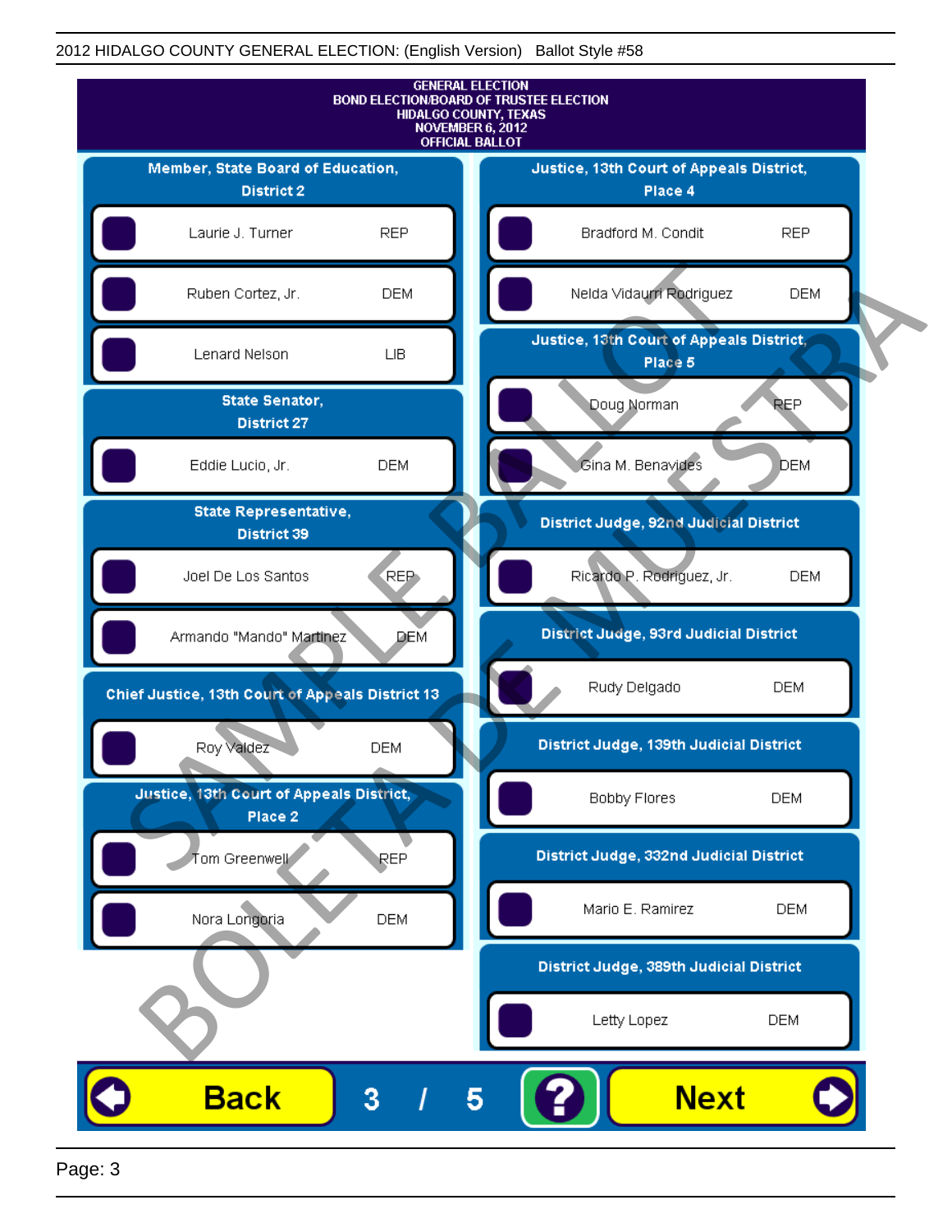2012 HIDALGO COUNTY GENERAL ELECTION: (English Version) Ballot Style #58

GENERAL ELECTION
BOND ELECTION/BOARD OF TRUSTEE ELECTION
HIDALGO COUNTY, TEXAS
NOVEMBER 6, 2012
OFFICIAL BALLOT

**Member, State Board of Education, District 2**

| Candidate | Party |
|---|---|
| Laurie J. Turner | REP |
| Ruben Cortez, Jr. | DEM |
| Lenard Nelson | LIB |

**State Senator, District 27**

| Candidate | Party |
|---|---|
| Eddie Lucio, Jr. | DEM |

**State Representative, District 39**

| Candidate | Party |
|---|---|
| Joel De Los Santos | REP |
| Armando "Mando" Martinez | DEM |

**Chief Justice, 13th Court of Appeals District 13**

| Candidate | Party |
|---|---|
| Roy Valdez | DEM |

**Justice, 13th Court of Appeals District, Place 2**

| Candidate | Party |
|---|---|
| Tom Greenwell | REP |
| Nora Longoria | DEM |

**Justice, 13th Court of Appeals District, Place 4**

| Candidate | Party |
|---|---|
| Bradford M. Condit | REP |
| Nelda Vidaurri Rodriguez | DEM |

**Justice, 13th Court of Appeals District, Place 5**

| Candidate | Party |
|---|---|
| Doug Norman | REP |
| Gina M. Benavides | DEM |

**District Judge, 92nd Judicial District**

| Candidate | Party |
|---|---|
| Ricardo P. Rodriguez, Jr. | DEM |

**District Judge, 93rd Judicial District**

| Candidate | Party |
|---|---|
| Rudy Delgado | DEM |

**District Judge, 139th Judicial District**

| Candidate | Party |
|---|---|
| Bobby Flores | DEM |

**District Judge, 332nd Judicial District**

| Candidate | Party |
|---|---|
| Mario E. Ramirez | DEM |

**District Judge, 389th Judicial District**

| Candidate | Party |
|---|---|
| Letty Lopez | DEM |

Back 3 / 5 ? Next

SAMPLE BALLOT BOLETA DE MUESTRA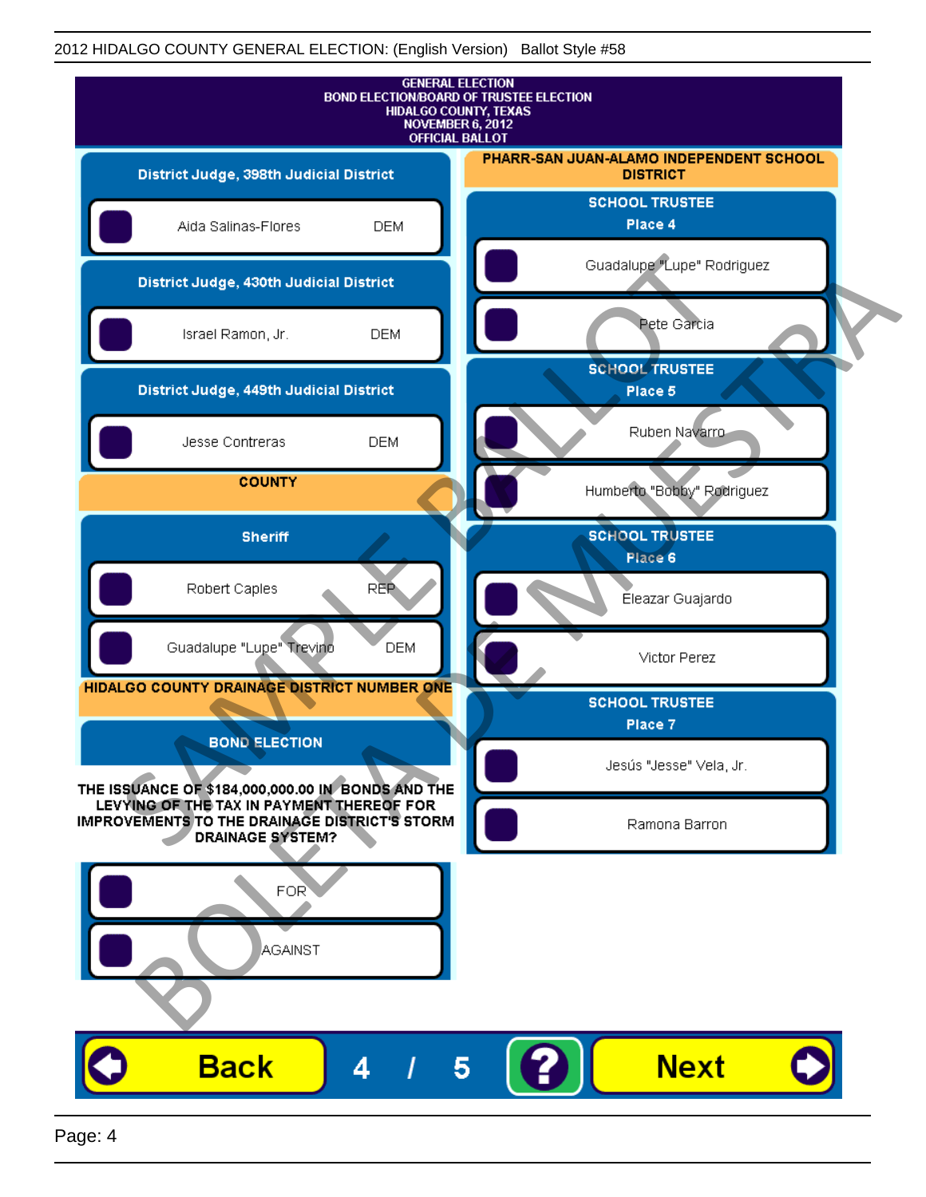2012 HIDALGO COUNTY GENERAL ELECTION: (English Version) Ballot Style #58

# GENERAL ELECTION
## BOND ELECTION/BOARD OF TRUSTEE ELECTION
## HIDALGO COUNTY, TEXAS
## NOVEMBER 6, 2012
## OFFICIAL BALLOT

### District Judge, 398th Judicial District

- Aida Salinas-Flores DEM

### District Judge, 430th Judicial District

- Israel Ramon, Jr. DEM

### District Judge, 449th Judicial District

- Jesse Contreras DEM

## COUNTY

### Sheriff

- Robert Caples REP
- Guadalupe "Lupe" Trevino DEM

## HIDALGO COUNTY DRAINAGE DISTRICT NUMBER ONE

### BOND ELECTION

**THE ISSUANCE OF $184,000,000.00 IN BONDS AND THE LEVYING OF THE TAX IN PAYMENT THEREOF FOR IMPROVEMENTS TO THE DRAINAGE DISTRICT'S STORM DRAINAGE SYSTEM?**

- FOR
- AGAINST

## PHARR-SAN JUAN-ALAMO INDEPENDENT SCHOOL DISTRICT

### SCHOOL TRUSTEE Place 4

- Guadalupe "Lupe" Rodriguez
- Pete Garcia

### SCHOOL TRUSTEE Place 5

- Ruben Navarro
- Humberto "Bobby" Rodriguez

### SCHOOL TRUSTEE Place 6

- Eleazar Guajardo
- Victor Perez

### SCHOOL TRUSTEE Place 7

- Jesús "Jesse" Vela, Jr.
- Ramona Barron

Back 4 / 5 ? Next

SAMPLE BALLOT BOLETA DE MUESTRA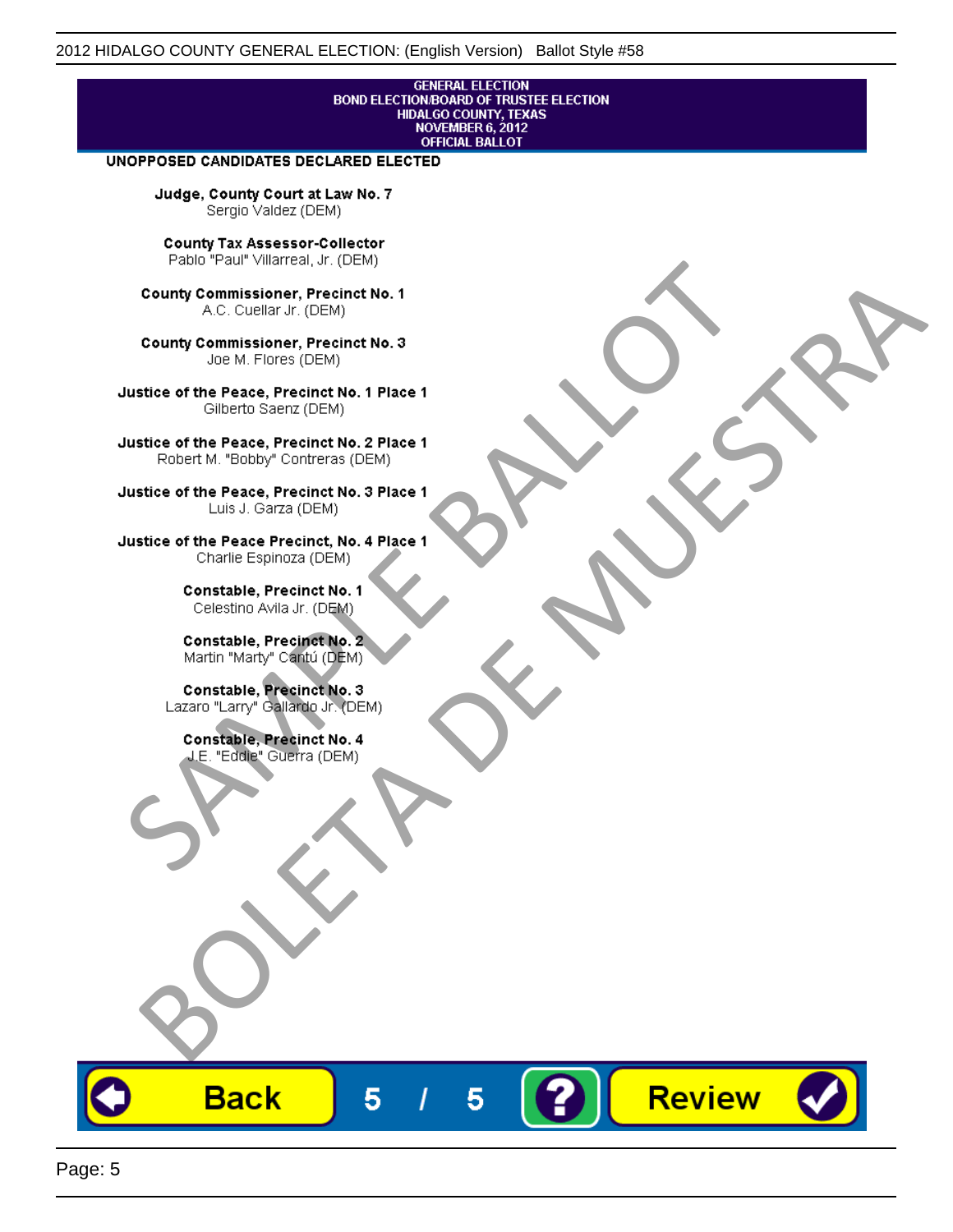GENERAL ELECTION
BOND ELECTION/BOARD OF TRUSTEE ELECTION
HIDALGO COUNTY, TEXAS
NOVEMBER 6, 2012
OFFICIAL BALLOT

**UNOPPOSED CANDIDATES DECLARED ELECTED**

**Judge, County Court at Law No. 7**
Sergio Valdez (DEM)

**County Tax Assessor-Collector**
Pablo "Paul" Villarreal, Jr. (DEM)

**County Commissioner, Precinct No. 1**
A.C. Cuellar Jr. (DEM)

**County Commissioner, Precinct No. 3**
Joe M. Flores (DEM)

**Justice of the Peace, Precinct No. 1 Place 1**
Gilberto Saenz (DEM)

**Justice of the Peace, Precinct No. 2 Place 1**
Robert M. "Bobby" Contreras (DEM)

**Justice of the Peace, Precinct No. 3 Place 1**
Luis J. Garza (DEM)

**Justice of the Peace Precinct, No. 4 Place 1**
Charlie Espinoza (DEM)

**Constable, Precinct No. 1**
Celestino Avila Jr. (DEM)

**Constable, Precinct No. 2**
Martin "Marty" Cantú (DEM)

**Constable, Precinct No. 3**
Lazaro "Larry" Gallardo Jr. (DEM)

**Constable, Precinct No. 4**
J.E. "Eddie" Guerra (DEM)

SAMPLE BALLOT
BOLETA DE MUESTRA

Back 5 / 5 ? Review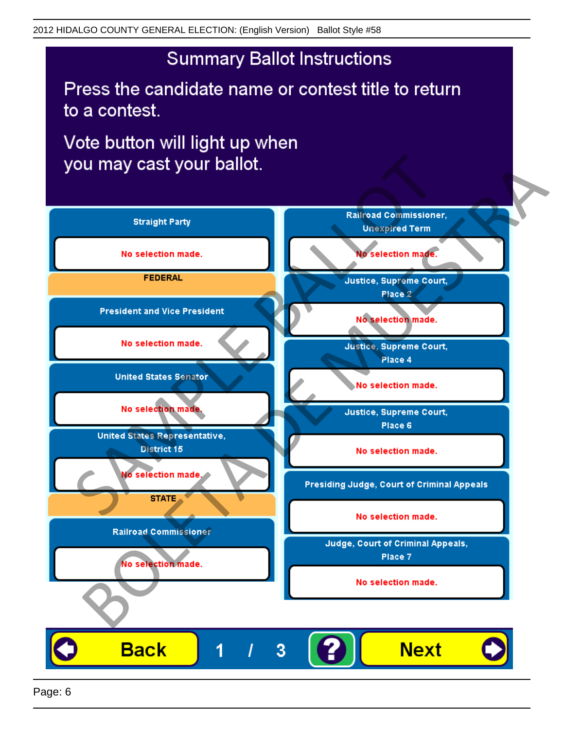# Summary Ballot Instructions

Press the candidate name or contest title to return to a contest.

Vote button will light up when you may cast your ballot.

**Straight Party**

No selection made.

**FEDERAL**

**President and Vice President**

No selection made.

**United States Senator**

No selection made.

**United States Representative, District 15**

No selection made.

**STATE**

**Railroad Commissioner**

No selection made.

**Railroad Commissioner, Unexpired Term**

No selection made.

**Justice, Supreme Court, Place 2**

No selection made.

**Justice, Supreme Court, Place 4**

No selection made.

**Justice, Supreme Court, Place 6**

No selection made.

**Presiding Judge, Court of Criminal Appeals**

No selection made.

**Judge, Court of Criminal Appeals, Place 7**

No selection made.

Back 1 / 3 ? Next

SAMPLE BALLOT BOLETA DE MUESTRA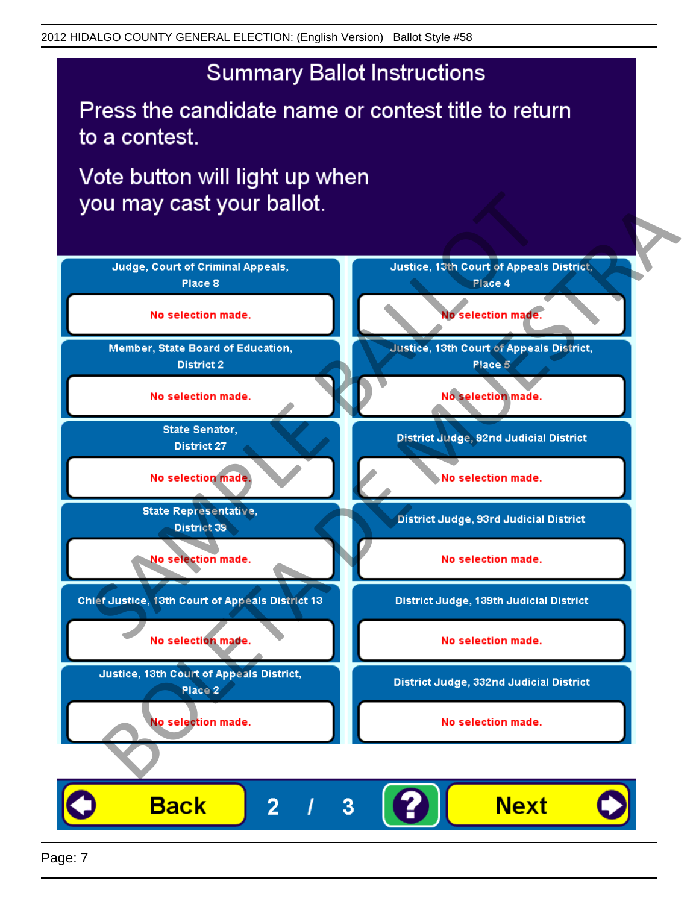2012 HIDALGO COUNTY GENERAL ELECTION: (English Version) Ballot Style #58

# Summary Ballot Instructions

Press the candidate name or contest title to return to a contest.

Vote button will light up when you may cast your ballot.

| Contest | Selection |
| --- | --- |
| Judge, Court of Criminal Appeals, Place 8 | No selection made. |
| Member, State Board of Education, District 2 | No selection made. |
| State Senator, District 27 | No selection made. |
| State Representative, District 39 | No selection made. |
| Chief Justice, 13th Court of Appeals District 13 | No selection made. |
| Justice, 13th Court of Appeals District, Place 2 | No selection made. |
| Justice, 13th Court of Appeals District, Place 4 | No selection made. |
| Justice, 13th Court of Appeals District, Place 5 | No selection made. |
| District Judge, 92nd Judicial District | No selection made. |
| District Judge, 93rd Judicial District | No selection made. |
| District Judge, 139th Judicial District | No selection made. |
| District Judge, 332nd Judicial District | No selection made. |

Back 2 / 3 ? Next

SAMPLE BALLOT BOLETA DE MUESTRA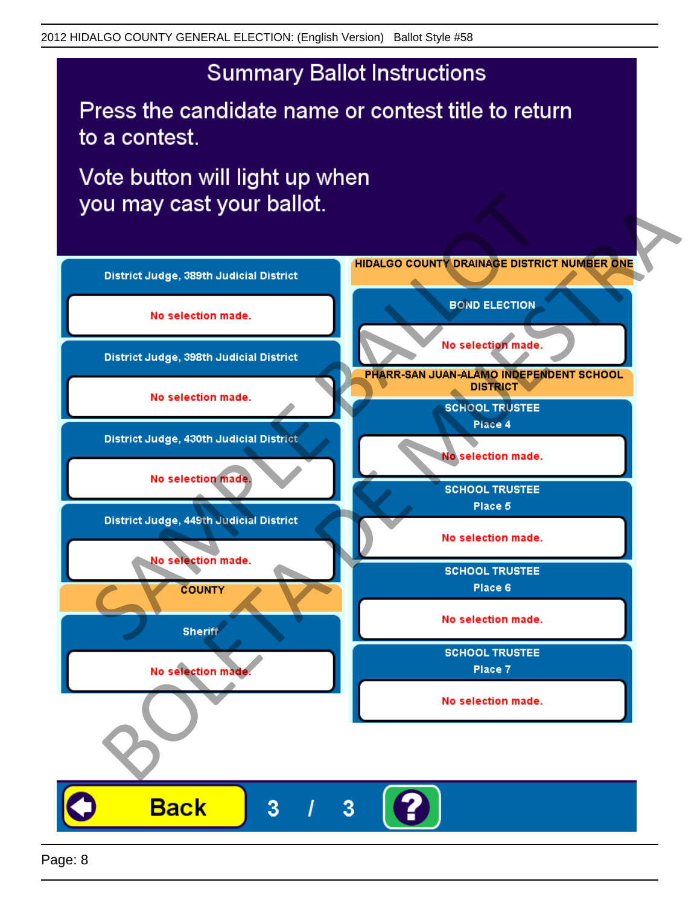2012 HIDALGO COUNTY GENERAL ELECTION: (English Version) Ballot Style #58

# Summary Ballot Instructions

Press the candidate name or contest title to return to a contest.

Vote button will light up when you may cast your ballot.

**District Judge, 389th Judicial District**

No selection made.

**District Judge, 398th Judicial District**

No selection made.

**District Judge, 430th Judicial District**

No selection made.

**District Judge, 449th Judicial District**

No selection made.

**COUNTY**

**Sheriff**

No selection made.

**HIDALGO COUNTY DRAINAGE DISTRICT NUMBER ONE**

**BOND ELECTION**

No selection made.

**PHARR-SAN JUAN-ALAMO INDEPENDENT SCHOOL DISTRICT**

**SCHOOL TRUSTEE Place 4**

No selection made.

**SCHOOL TRUSTEE Place 5**

No selection made.

**SCHOOL TRUSTEE Place 6**

No selection made.

**SCHOOL TRUSTEE Place 7**

No selection made.

Back 3 / 3 ?

SAMPLE BALLOT
BOLETA DE MUESTRA